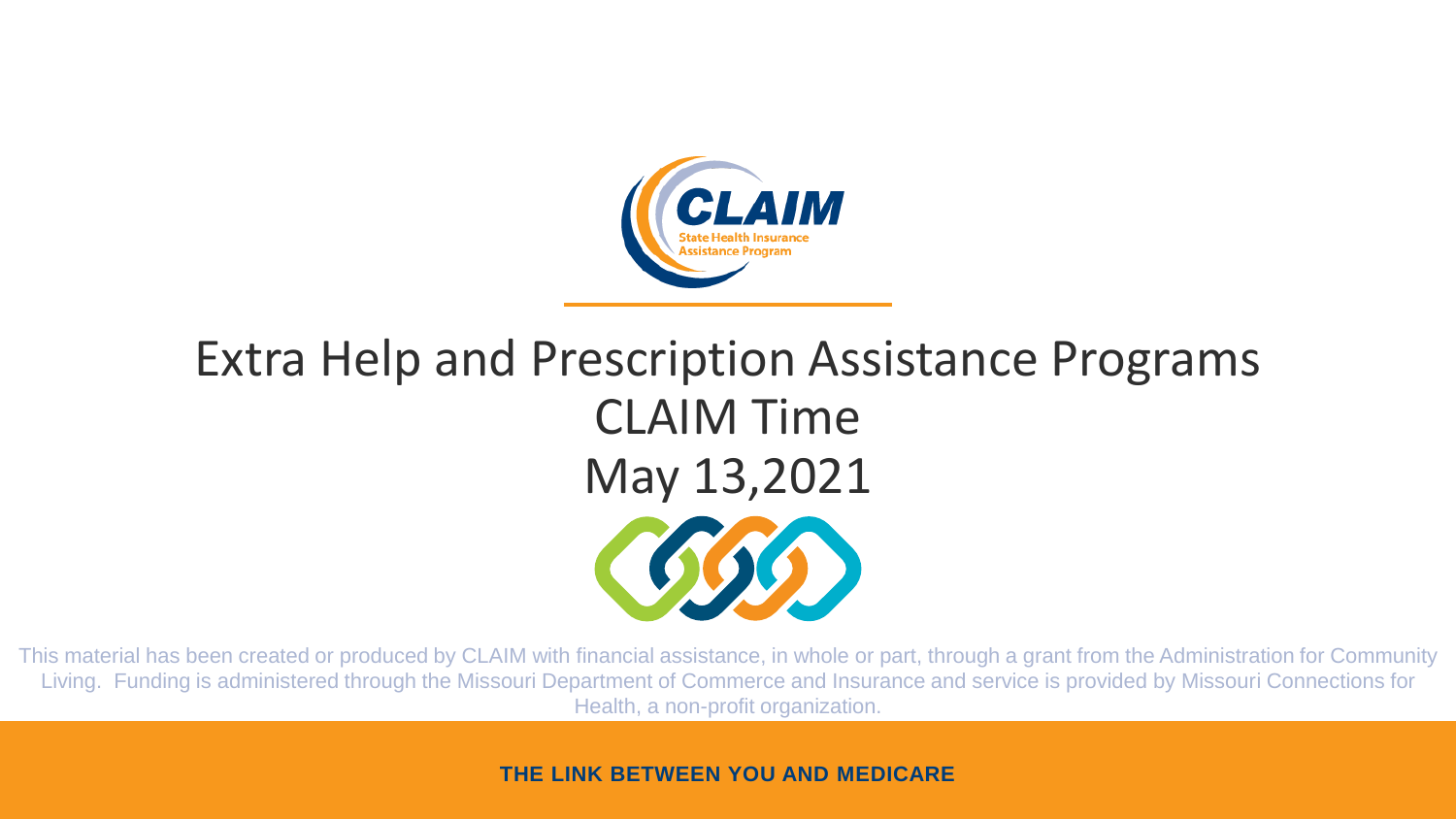CLAIM

State Health Insurance Assistance Program

# Extra Help and Prescription Assistance Programs

## CLAIM Time

## May 13,2021

This material has been created or produced by CLAIM with financial assistance, in whole or part, through a grant from the Administration for Community Living. Funding is administered through the Missouri Department of Commerce and Insurance and service is provided by Missouri Connections for Health, a non-profit organization.

**THE LINK BETWEEN YOU AND MEDICARE**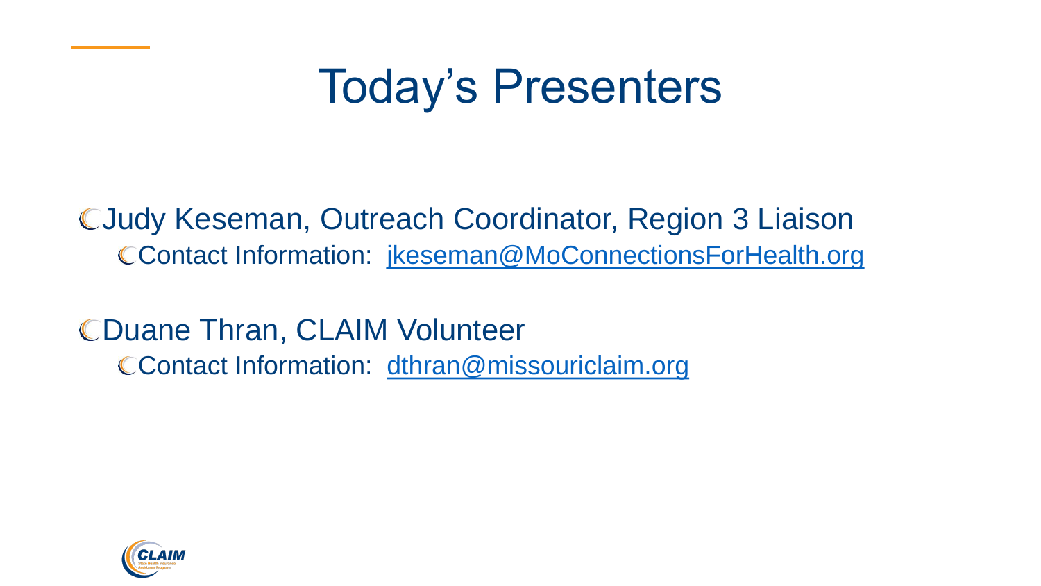# Today's Presenters

- Judy Keseman, Outreach Coordinator, Region 3 Liaison
  - Contact Information: jkeseman@MoConnectionsForHealth.org
- Duane Thran, CLAIM Volunteer
  - Contact Information: dthran@missouriclaim.org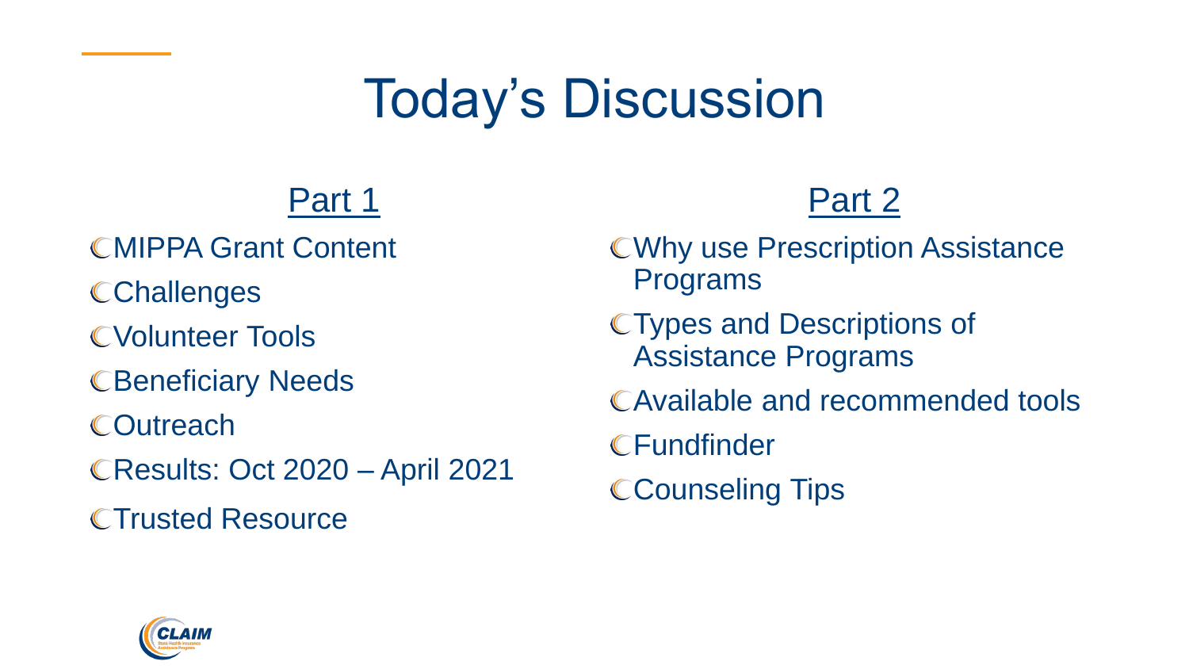# Today's Discussion

## Part 1

- MIPPA Grant Content
- Challenges
- Volunteer Tools
- Beneficiary Needs
- Outreach
- Results: Oct 2020 – April 2021
- Trusted Resource

## Part 2

- Why use Prescription Assistance Programs
- Types and Descriptions of Assistance Programs
- Available and recommended tools
- Fundfinder
- Counseling Tips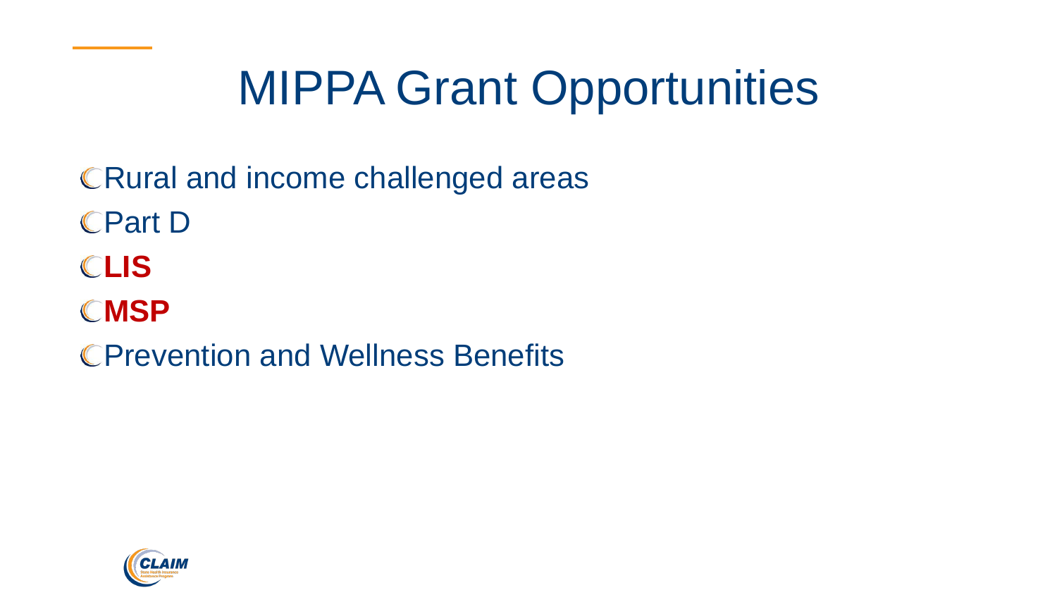# MIPPA Grant Opportunities

- Rural and income challenged areas
- Part D
- **LIS**
- **MSP**
- Prevention and Wellness Benefits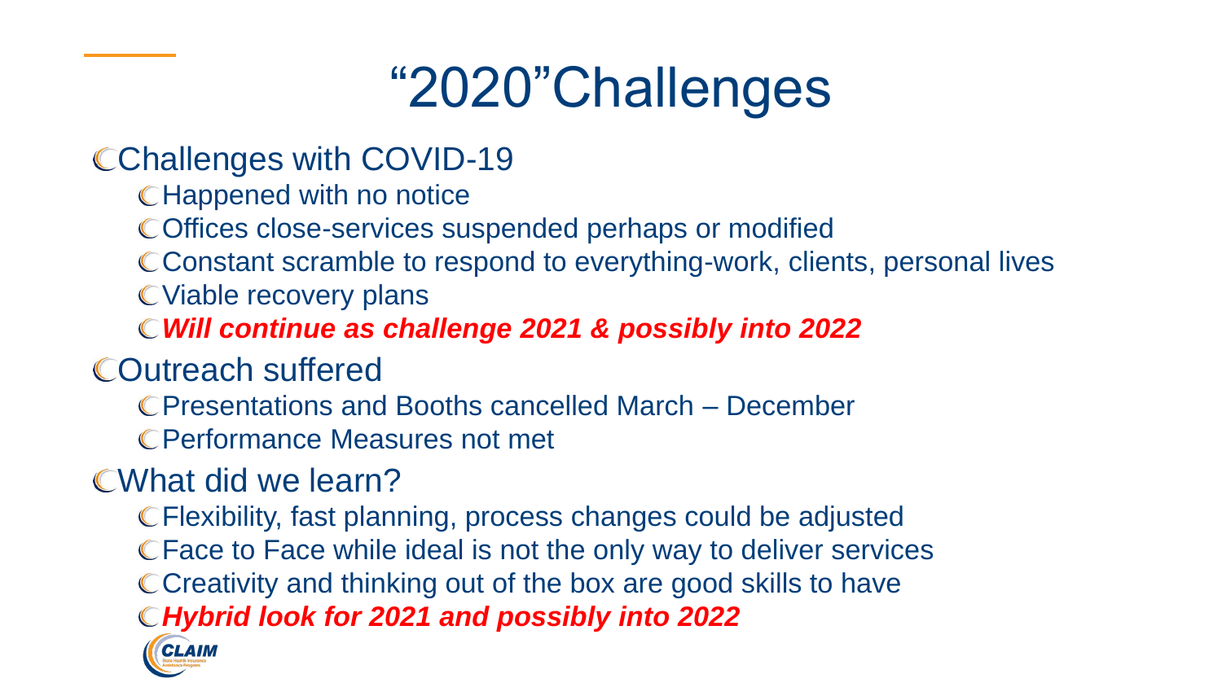# "2020"Challenges

- Challenges with COVID-19
  - Happened with no notice
  - Offices close-services suspended perhaps or modified
  - Constant scramble to respond to everything-work, clients, personal lives
  - Viable recovery plans
  - ***Will continue as challenge 2021 & possibly into 2022***
- Outreach suffered
  - Presentations and Booths cancelled March – December
  - Performance Measures not met
- What did we learn?
  - Flexibility, fast planning, process changes could be adjusted
  - Face to Face while ideal is not the only way to deliver services
  - Creativity and thinking out of the box are good skills to have
  - ***Hybrid look for 2021 and possibly into 2022***

CLAIM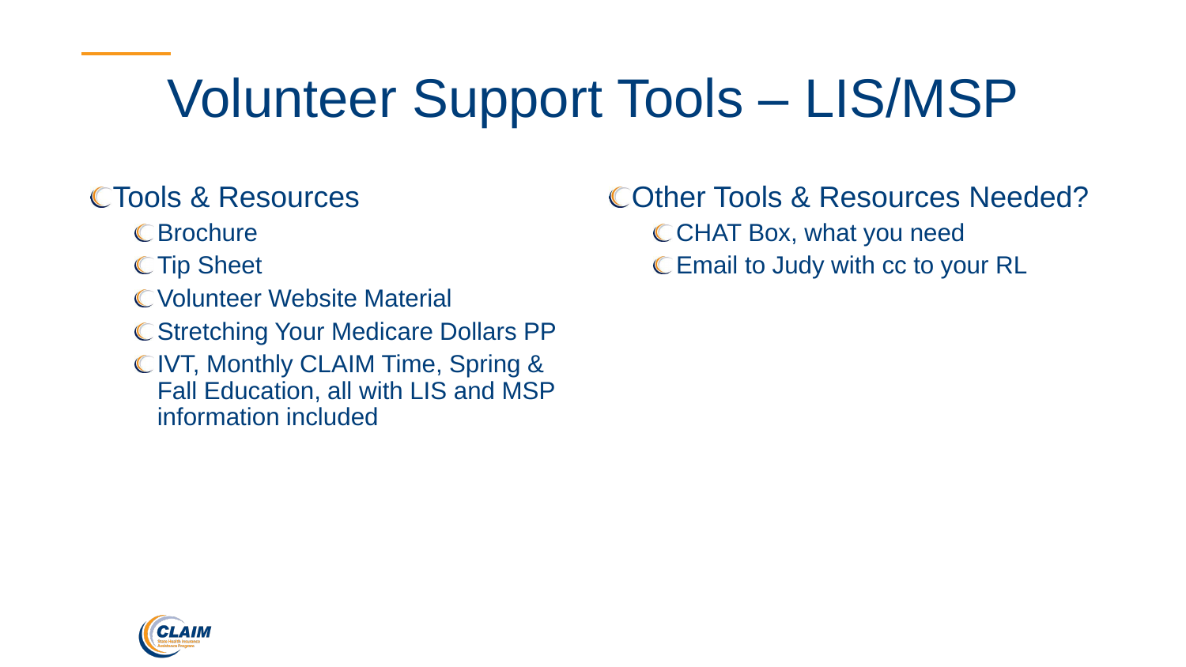# Volunteer Support Tools – LIS/MSP

- Tools & Resources
  - Brochure
  - Tip Sheet
  - Volunteer Website Material
  - Stretching Your Medicare Dollars PP
  - IVT, Monthly CLAIM Time, Spring & Fall Education, all with LIS and MSP information included

- Other Tools & Resources Needed?
  - CHAT Box, what you need
  - Email to Judy with cc to your RL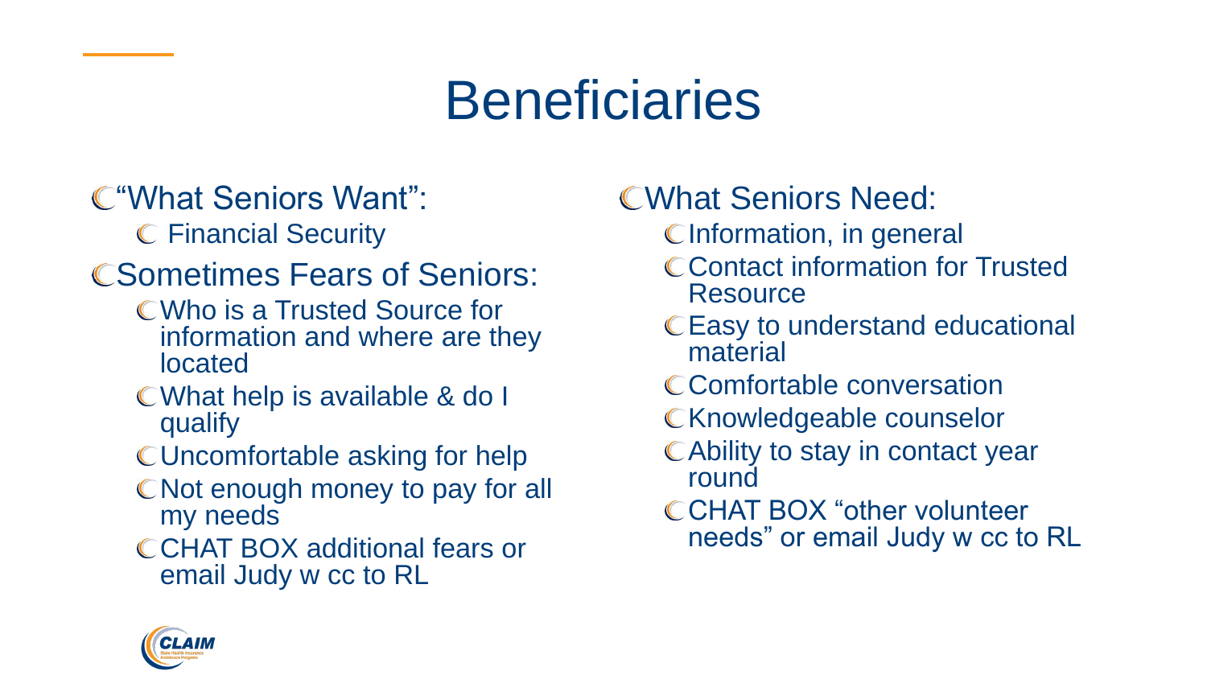# Beneficiaries

- "What Seniors Want":
  - Financial Security
- Sometimes Fears of Seniors:
  - Who is a Trusted Source for information and where are they located
  - What help is available & do I qualify
  - Uncomfortable asking for help
  - Not enough money to pay for all my needs
  - CHAT BOX additional fears or email Judy w cc to RL

- What Seniors Need:
  - Information, in general
  - Contact information for Trusted Resource
  - Easy to understand educational material
  - Comfortable conversation
  - Knowledgeable counselor
  - Ability to stay in contact year round
  - CHAT BOX "other volunteer needs" or email Judy w cc to RL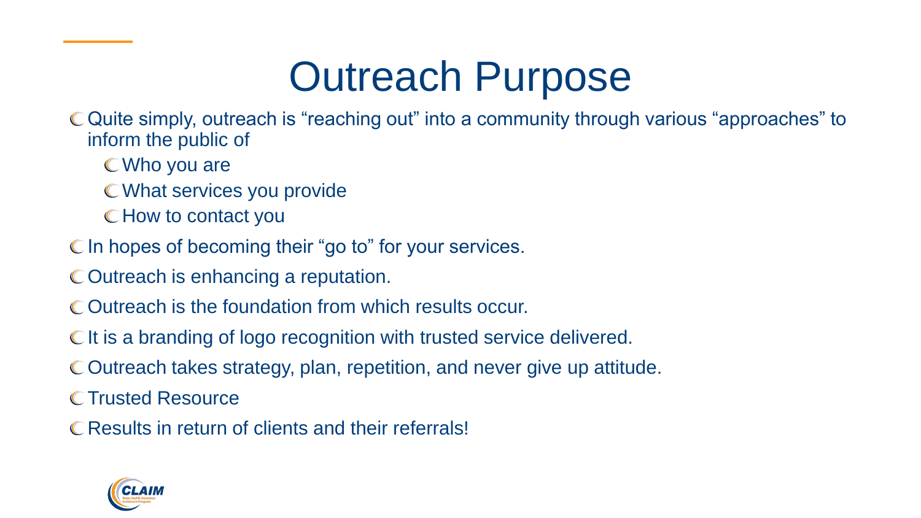# Outreach Purpose

- Quite simply, outreach is "reaching out" into a community through various "approaches" to inform the public of
  - Who you are
  - What services you provide
  - How to contact you
- In hopes of becoming their "go to" for your services.
- Outreach is enhancing a reputation.
- Outreach is the foundation from which results occur.
- It is a branding of logo recognition with trusted service delivered.
- Outreach takes strategy, plan, repetition, and never give up attitude.
- Trusted Resource
- Results in return of clients and their referrals!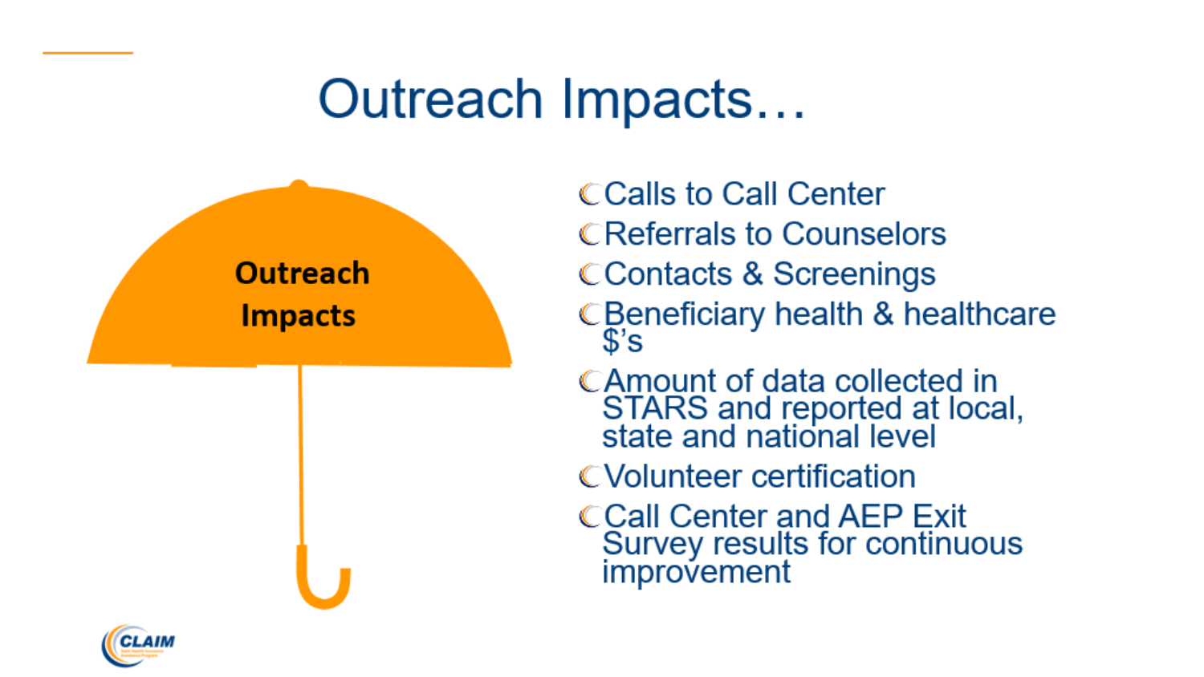# Outreach Impacts…

**Outreach Impacts**

- Calls to Call Center
- Referrals to Counselors
- Contacts & Screenings
- Beneficiary health & healthcare $'s
- Amount of data collected in STARS and reported at local, state and national level
- Volunteer certification
- Call Center and AEP Exit Survey results for continuous improvement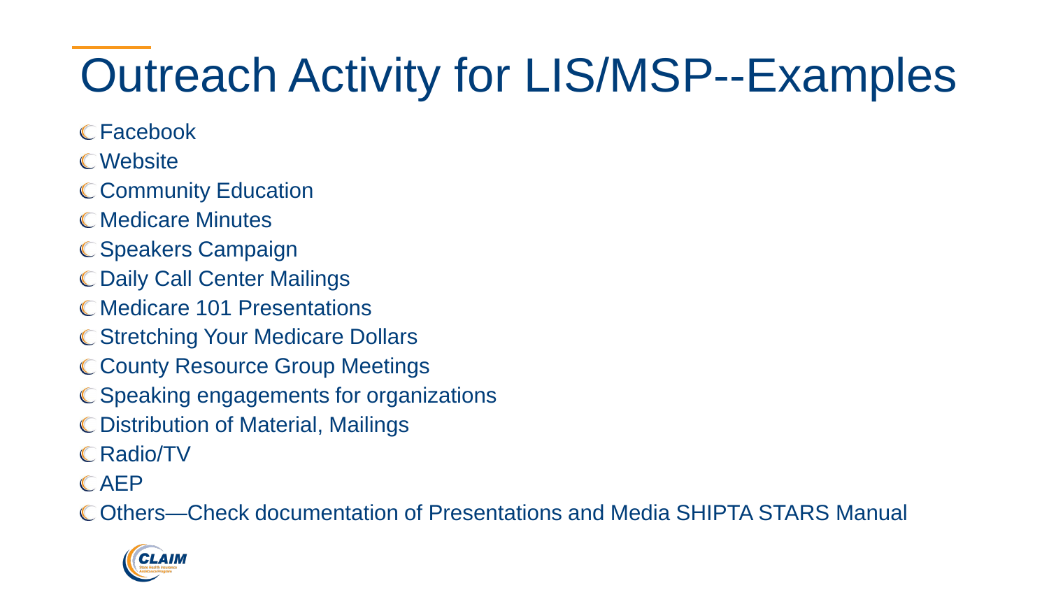# Outreach Activity for LIS/MSP--Examples

- Facebook
- Website
- Community Education
- Medicare Minutes
- Speakers Campaign
- Daily Call Center Mailings
- Medicare 101 Presentations
- Stretching Your Medicare Dollars
- County Resource Group Meetings
- Speaking engagements for organizations
- Distribution of Material, Mailings
- Radio/TV
- AEP
- Others—Check documentation of Presentations and Media SHIPTA STARS Manual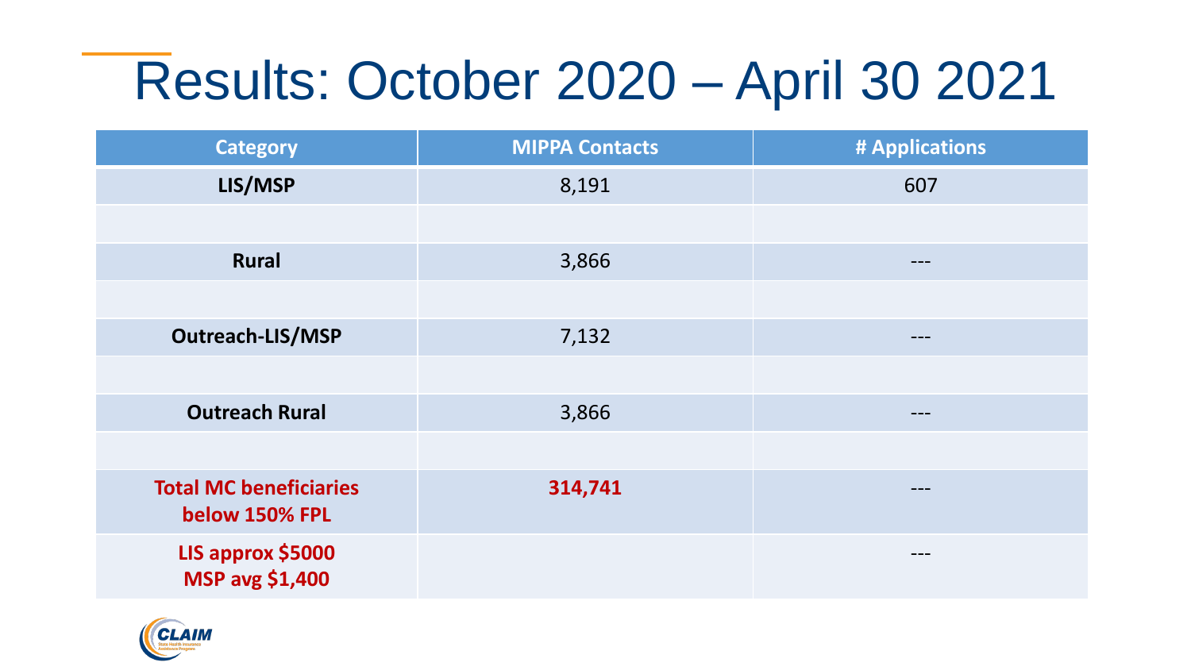# Results: October 2020 – April 30 2021

| Category | MIPPA Contacts | # Applications |
|---|---|---|
| **LIS/MSP** | 8,191 | 607 |
| | | |
| **Rural** | 3,866 | --- |
| | | |
| **Outreach-LIS/MSP** | 7,132 | --- |
| | | |
| **Outreach Rural** | 3,866 | --- |
| | | |
| **Total MC beneficiaries below 150% FPL** | **314,741** | --- |
| **LIS approx $5000 MSP avg $1,400** | | --- |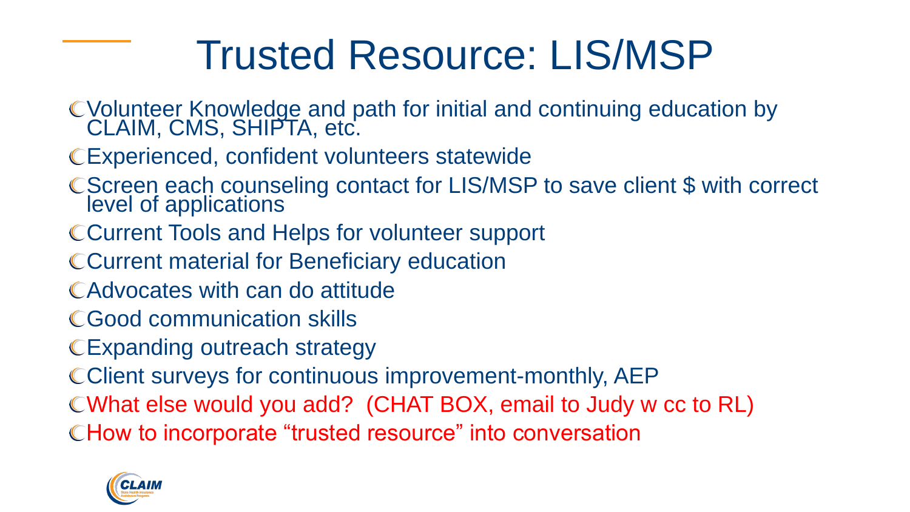# Trusted Resource: LIS/MSP

- Volunteer Knowledge and path for initial and continuing education by CLAIM, CMS, SHIPTA, etc.
- Experienced, confident volunteers statewide
- Screen each counseling contact for LIS/MSP to save client $ with correct level of applications
- Current Tools and Helps for volunteer support
- Current material for Beneficiary education
- Advocates with can do attitude
- Good communication skills
- Expanding outreach strategy
- Client surveys for continuous improvement-monthly, AEP
- What else would you add? (CHAT BOX, email to Judy w cc to RL)
- How to incorporate "trusted resource" into conversation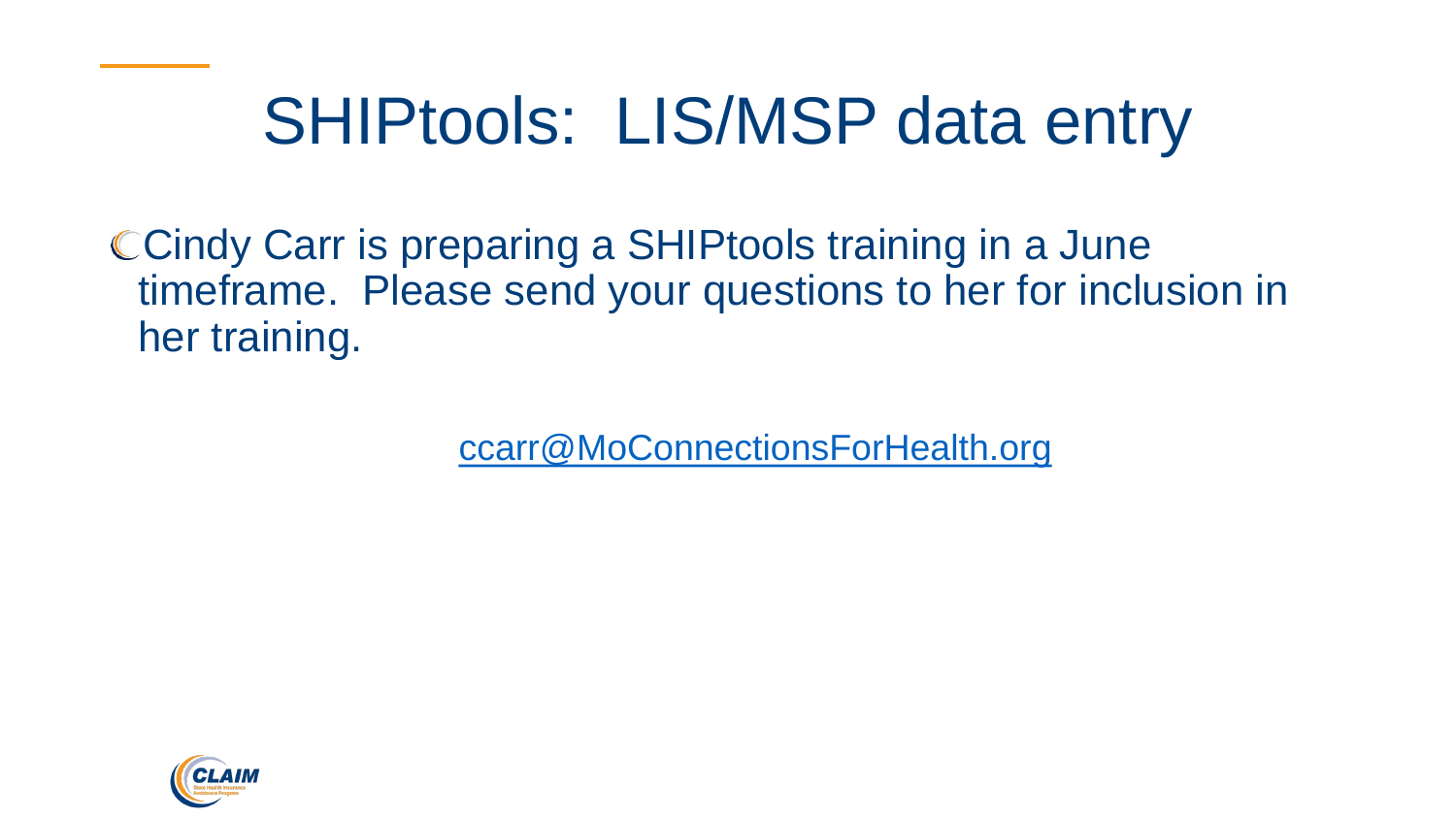# SHIPtools: LIS/MSP data entry

- Cindy Carr is preparing a SHIPtools training in a June timeframe. Please send your questions to her for inclusion in her training.

ccarr@MoConnectionsForHealth.org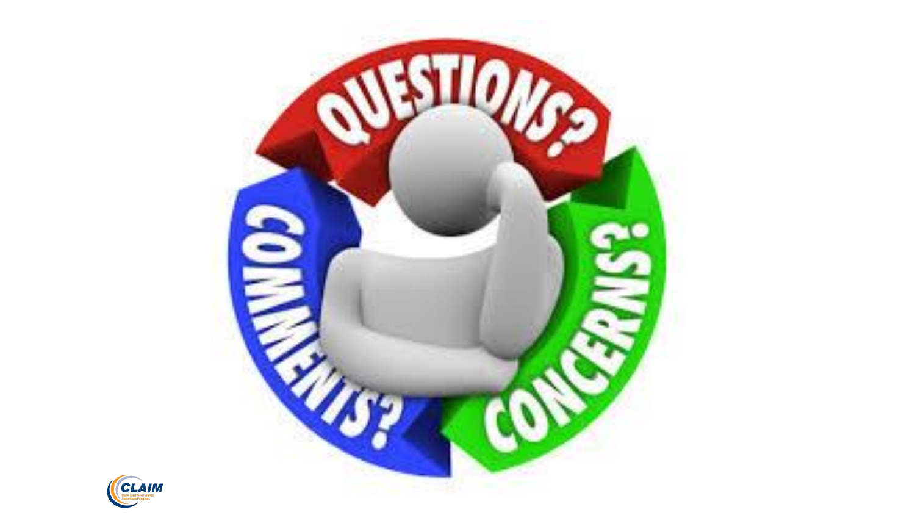QUESTIONS?

COMMENTS?

CONCERNS?